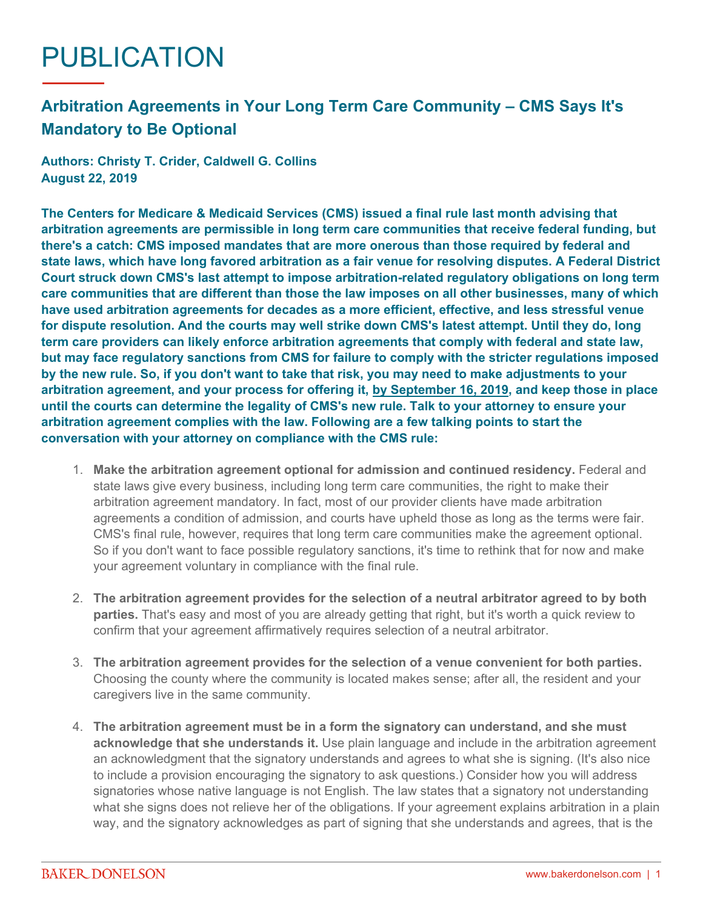# PUBLICATION

## Arbitration Agreements in Your Long Term Care Community – CMS Says It's Mandatory to Be Optional

**Authors: Christy T. Crider, Caldwell G. Collins**
**August 22, 2019**

**The Centers for Medicare & Medicaid Services (CMS) issued a final rule last month advising that arbitration agreements are permissible in long term care communities that receive federal funding, but there's a catch: CMS imposed mandates that are more onerous than those required by federal and state laws, which have long favored arbitration as a fair venue for resolving disputes. A Federal District Court struck down CMS's last attempt to impose arbitration-related regulatory obligations on long term care communities that are different than those the law imposes on all other businesses, many of which have used arbitration agreements for decades as a more efficient, effective, and less stressful venue for dispute resolution. And the courts may well strike down CMS's latest attempt. Until they do, long term care providers can likely enforce arbitration agreements that comply with federal and state law, but may face regulatory sanctions from CMS for failure to comply with the stricter regulations imposed by the new rule. So, if you don't want to take that risk, you may need to make adjustments to your arbitration agreement, and your process for offering it, by September 16, 2019, and keep those in place until the courts can determine the legality of CMS's new rule. Talk to your attorney to ensure your arbitration agreement complies with the law. Following are a few talking points to start the conversation with your attorney on compliance with the CMS rule:**

1. **Make the arbitration agreement optional for admission and continued residency.** Federal and state laws give every business, including long term care communities, the right to make their arbitration agreement mandatory. In fact, most of our provider clients have made arbitration agreements a condition of admission, and courts have upheld those as long as the terms were fair. CMS's final rule, however, requires that long term care communities make the agreement optional. So if you don't want to face possible regulatory sanctions, it's time to rethink that for now and make your agreement voluntary in compliance with the final rule.

2. **The arbitration agreement provides for the selection of a neutral arbitrator agreed to by both parties.** That's easy and most of you are already getting that right, but it's worth a quick review to confirm that your agreement affirmatively requires selection of a neutral arbitrator.

3. **The arbitration agreement provides for the selection of a venue convenient for both parties.** Choosing the county where the community is located makes sense; after all, the resident and your caregivers live in the same community.

4. **The arbitration agreement must be in a form the signatory can understand, and she must acknowledge that she understands it.** Use plain language and include in the arbitration agreement an acknowledgment that the signatory understands and agrees to what she is signing. (It's also nice to include a provision encouraging the signatory to ask questions.) Consider how you will address signatories whose native language is not English. The law states that a signatory not understanding what she signs does not relieve her of the obligations. If your agreement explains arbitration in a plain way, and the signatory acknowledges as part of signing that she understands and agrees, that is the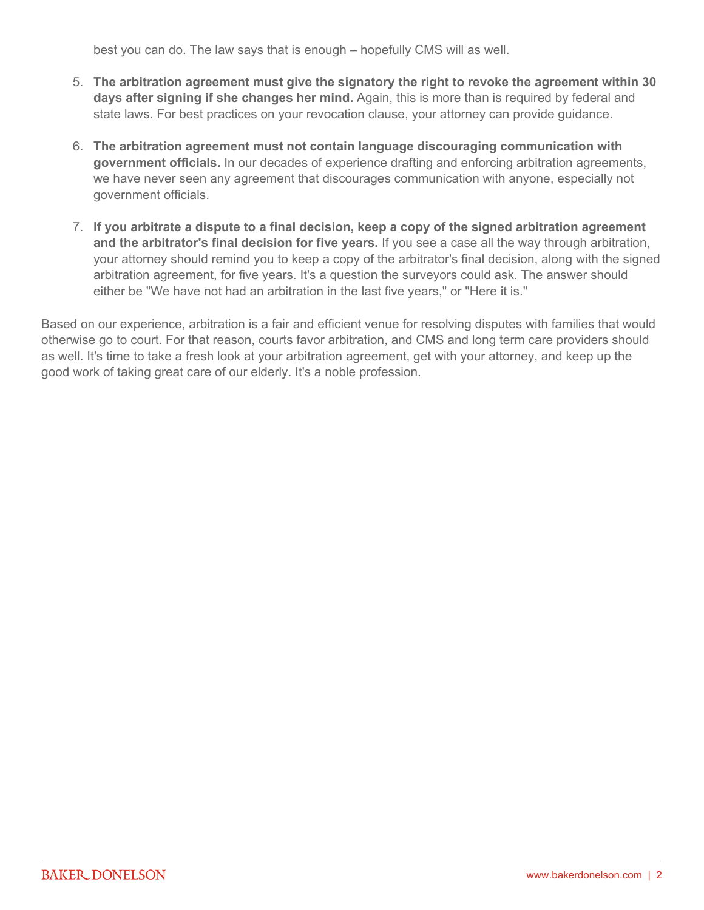best you can do. The law says that is enough – hopefully CMS will as well.

5. **The arbitration agreement must give the signatory the right to revoke the agreement within 30 days after signing if she changes her mind.** Again, this is more than is required by federal and state laws. For best practices on your revocation clause, your attorney can provide guidance.

6. **The arbitration agreement must not contain language discouraging communication with government officials.** In our decades of experience drafting and enforcing arbitration agreements, we have never seen any agreement that discourages communication with anyone, especially not government officials.

7. **If you arbitrate a dispute to a final decision, keep a copy of the signed arbitration agreement and the arbitrator's final decision for five years.** If you see a case all the way through arbitration, your attorney should remind you to keep a copy of the arbitrator's final decision, along with the signed arbitration agreement, for five years. It's a question the surveyors could ask. The answer should either be "We have not had an arbitration in the last five years," or "Here it is."

Based on our experience, arbitration is a fair and efficient venue for resolving disputes with families that would otherwise go to court. For that reason, courts favor arbitration, and CMS and long term care providers should as well. It's time to take a fresh look at your arbitration agreement, get with your attorney, and keep up the good work of taking great care of our elderly. It's a noble profession.